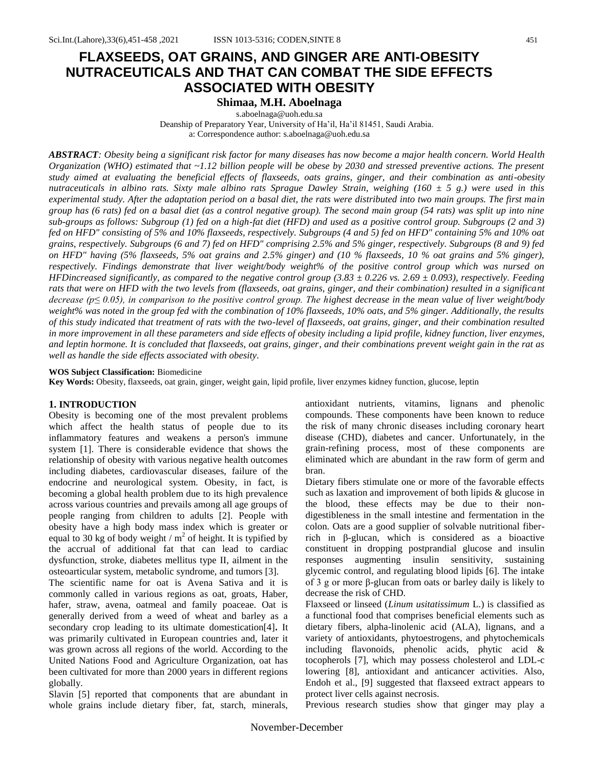# FLAXSEEDS, OAT GRAINS, AND GINGER ARE ANTI-OBESITY NUTRACEUTICALS AND THAT CAN COMBAT THE SIDE EFFECTS ASSOCIATED WITH OBESITY

**Shimaa, M.H. Aboelnaga**

s.aboelnaga@uoh.edu.sa

Deanship of Preparatory Year, University of Ha'il, Ha'il 81451, Saudi Arabia.

a: Correspondence author: s.aboelnaga@uoh.edu.sa

***ABSTRACT****: Obesity being a significant risk factor for many diseases has now become a major health concern. World Health Organization (WHO) estimated that ~1.12 billion people will be obese by 2030 and stressed preventive actions. The present study aimed at evaluating the beneficial effects of flaxseeds, oats grains, ginger, and their combination as anti-obesity nutraceuticals in albino rats. Sixty male albino rats Sprague Dawley Strain, weighing (160 ± 5 g.) were used in this experimental study. After the adaptation period on a basal diet, the rats were distributed into two main groups. The first main group has (6 rats) fed on a basal diet (as a control negative group). The second main group (54 rats) was split up into nine sub-groups as follows: Subgroup (1) fed on a high-fat diet (HFD) and used as a positive control group. Subgroups (2 and 3) fed on HFD" consisting of 5% and 10% flaxseeds, respectively. Subgroups (4 and 5) fed on HFD" containing 5% and 10% oat grains, respectively. Subgroups (6 and 7) fed on HFD" comprising 2.5% and 5% ginger, respectively. Subgroups (8 and 9) fed on HFD" having (5% flaxseeds, 5% oat grains and 2.5% ginger) and (10 % flaxseeds, 10 % oat grains and 5% ginger), respectively. Findings demonstrate that liver weight/body weight% of the positive control group which was nursed on HFDincreased significantly, as compared to the negative control group (3.83 ± 0.226 vs. 2.69 ± 0.093), respectively. Feeding rats that were on HFD with the two levels from (flaxseeds, oat grains, ginger, and their combination) resulted in a significant decrease (p≤ 0.05), in comparison to the positive control group. The highest decrease in the mean value of liver weight/body weight% was noted in the group fed with the combination of 10% flaxseeds, 10% oats, and 5% ginger. Additionally, the results of this study indicated that treatment of rats with the two-level of flaxseeds, oat grains, ginger, and their combination resulted in more improvement in all these parameters and side effects of obesity including a lipid profile, kidney function, liver enzymes, and leptin hormone. It is concluded that flaxseeds, oat grains, ginger, and their combinations prevent weight gain in the rat as well as handle the side effects associated with obesity.*

**WOS Subject Classification:** Biomedicine

**Key Words:** Obesity, flaxseeds, oat grain, ginger, weight gain, lipid profile, liver enzymes kidney function, glucose, leptin

## 1. INTRODUCTION

Obesity is becoming one of the most prevalent problems which affect the health status of people due to its inflammatory features and weakens a person's immune system [1]. There is considerable evidence that shows the relationship of obesity with various negative health outcomes including diabetes, cardiovascular diseases, failure of the endocrine and neurological system. Obesity, in fact, is becoming a global health problem due to its high prevalence across various countries and prevails among all age groups of people ranging from children to adults [2]. People with obesity have a high body mass index which is greater or equal to 30 kg of body weight / $m^2$ of height. It is typified by the accrual of additional fat that can lead to cardiac dysfunction, stroke, diabetes mellitus type II, ailment in the osteoarticular system, metabolic syndrome, and tumors [3].

The scientific name for oat is Avena Sativa and it is commonly called in various regions as oat, groats, Haber, hafer, straw, avena, oatmeal and family poaceae. Oat is generally derived from a weed of wheat and barley as a secondary crop leading to its ultimate domestication[4]**.** It was primarily cultivated in European countries and, later it was grown across all regions of the world. According to the United Nations Food and Agriculture Organization, oat has been cultivated for more than 2000 years in different regions globally.

Slavin [5] reported that components that are abundant in whole grains include dietary fiber, fat, starch, minerals, antioxidant nutrients, vitamins, lignans and phenolic compounds. These components have been known to reduce the risk of many chronic diseases including coronary heart disease (CHD), diabetes and cancer. Unfortunately, in the grain-refining process, most of these components are eliminated which are abundant in the raw form of germ and bran.

Dietary fibers stimulate one or more of the favorable effects such as laxation and improvement of both lipids & glucose in the blood, these effects may be due to their non-digestibleness in the small intestine and fermentation in the colon. Oats are a good supplier of solvable nutritional fiber-rich in β-glucan, which is considered as a bioactive constituent in dropping postprandial glucose and insulin responses augmenting insulin sensitivity, sustaining glycemic control, and regulating blood lipids [6]. The intake of 3 g or more β-glucan from oats or barley daily is likely to decrease the risk of CHD.

Flaxseed or linseed (*Linum usitatissimum* L.) is classified as a functional food that comprises beneficial elements such as dietary fibers, alpha-linolenic acid (ALA), lignans, and a variety of antioxidants, phytoestrogens, and phytochemicals including flavonoids, phenolic acids, phytic acid & tocopherols [7], which may possess cholesterol and LDL-c lowering [8], antioxidant and anticancer activities. Also, Endoh et al., [9] suggested that flaxseed extract appears to protect liver cells against necrosis.

Previous research studies show that ginger may play a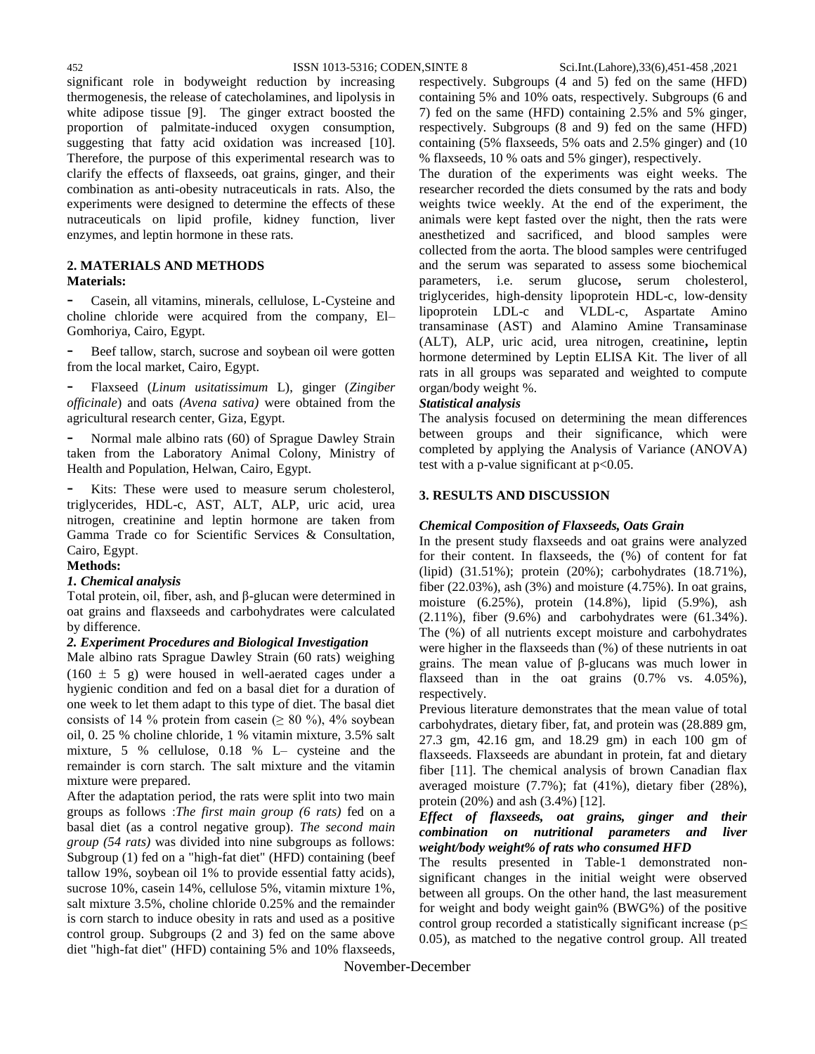significant role in bodyweight reduction by increasing thermogenesis, the release of catecholamines, and lipolysis in white adipose tissue [9]. The ginger extract boosted the proportion of palmitate-induced oxygen consumption, suggesting that fatty acid oxidation was increased [10]. Therefore, the purpose of this experimental research was to clarify the effects of flaxseeds, oat grains, ginger, and their combination as anti-obesity nutraceuticals in rats. Also, the experiments were designed to determine the effects of these nutraceuticals on lipid profile, kidney function, liver enzymes, and leptin hormone in these rats.

## 2. MATERIALS AND METHODS

**Materials:**

- Casein, all vitamins, minerals, cellulose, L-Cysteine and choline chloride were acquired from the company, El–Gomhoriya, Cairo, Egypt.
- Beef tallow, starch, sucrose and soybean oil were gotten from the local market, Cairo, Egypt.
- Flaxseed (*Linum usitatissimum* L), ginger (*Zingiber officinale*) and oats *(Avena sativa)* were obtained from the agricultural research center, Giza, Egypt.
- Normal male albino rats (60) of Sprague Dawley Strain taken from the Laboratory Animal Colony, Ministry of Health and Population, Helwan, Cairo, Egypt.
- Kits: These were used to measure serum cholesterol, triglycerides, HDL-c, AST, ALT, ALP, uric acid, urea nitrogen, creatinine and leptin hormone are taken from Gamma Trade co for Scientific Services & Consultation, Cairo, Egypt.

**Methods:**

### *1. Chemical analysis*

Total protein, oil, fiber, ash, and β-glucan were determined in oat grains and flaxseeds and carbohydrates were calculated by difference.

### *2. Experiment Procedures and Biological Investigation*

Male albino rats Sprague Dawley Strain (60 rats) weighing (160 ± 5 g) were housed in well-aerated cages under a hygienic condition and fed on a basal diet for a duration of one week to let them adapt to this type of diet. The basal diet consists of 14 % protein from casein (≥ 80 %), 4% soybean oil, 0. 25 % choline chloride, 1 % vitamin mixture, 3.5% salt mixture, 5 % cellulose, 0.18 % L– cysteine and the remainder is corn starch. The salt mixture and the vitamin mixture were prepared.

After the adaptation period, the rats were split into two main groups as follows :*The first main group (6 rats)* fed on a basal diet (as a control negative group). *The second main group (54 rats)* was divided into nine subgroups as follows: Subgroup (1) fed on a "high-fat diet" (HFD) containing (beef tallow 19%, soybean oil 1% to provide essential fatty acids), sucrose 10%, casein 14%, cellulose 5%, vitamin mixture 1%, salt mixture 3.5%, choline chloride 0.25% and the remainder is corn starch to induce obesity in rats and used as a positive control group. Subgroups (2 and 3) fed on the same above diet "high-fat diet" (HFD) containing 5% and 10% flaxseeds, respectively. Subgroups (4 and 5) fed on the same (HFD) containing 5% and 10% oats, respectively. Subgroups (6 and 7) fed on the same (HFD) containing 2.5% and 5% ginger, respectively. Subgroups (8 and 9) fed on the same (HFD) containing (5% flaxseeds, 5% oats and 2.5% ginger) and (10 % flaxseeds, 10 % oats and 5% ginger), respectively.

The duration of the experiments was eight weeks. The researcher recorded the diets consumed by the rats and body weights twice weekly. At the end of the experiment, the animals were kept fasted over the night, then the rats were anesthetized and sacrificed, and blood samples were collected from the aorta. The blood samples were centrifuged and the serum was separated to assess some biochemical parameters, i.e. serum glucose**,** serum cholesterol, triglycerides, high-density lipoprotein HDL-c, low-density lipoprotein LDL-c and VLDL-c, Aspartate Amino transaminase (AST) and Alamino Amine Transaminase (ALT), ALP, uric acid, urea nitrogen, creatinine**,** leptin hormone determined by Leptin ELISA Kit. The liver of all rats in all groups was separated and weighted to compute organ/body weight %.

### *Statistical analysis*

The analysis focused on determining the mean differences between groups and their significance, which were completed by applying the Analysis of Variance (ANOVA) test with a p-value significant at $p<0.05$.

## 3. RESULTS AND DISCUSSION

### *Chemical Composition of Flaxseeds, Oats Grain*

In the present study flaxseeds and oat grains were analyzed for their content. In flaxseeds, the (%) of content for fat (lipid) (31.51%); protein (20%); carbohydrates (18.71%), fiber (22.03%), ash (3%) and moisture (4.75%). In oat grains, moisture (6.25%), protein (14.8%), lipid (5.9%), ash (2.11%), fiber (9.6%) and carbohydrates were (61.34%). The (%) of all nutrients except moisture and carbohydrates were higher in the flaxseeds than (%) of these nutrients in oat grains. The mean value of β-glucans was much lower in flaxseed than in the oat grains (0.7% vs. 4.05%), respectively.

Previous literature demonstrates that the mean value of total carbohydrates, dietary fiber, fat, and protein was (28.889 gm, 27.3 gm, 42.16 gm, and 18.29 gm) in each 100 gm of flaxseeds. Flaxseeds are abundant in protein, fat and dietary fiber [11]. The chemical analysis of brown Canadian flax averaged moisture (7.7%); fat (41%), dietary fiber (28%), protein (20%) and ash (3.4%) [12].

### *Effect of flaxseeds, oat grains, ginger and their combination on nutritional parameters and liver weight/body weight% of rats who consumed HFD*

The results presented in Table-1 demonstrated non-significant changes in the initial weight were observed between all groups. On the other hand, the last measurement for weight and body weight gain% (BWG%) of the positive control group recorded a statistically significant increase ($p\leq 0.05$), as matched to the negative control group. All treated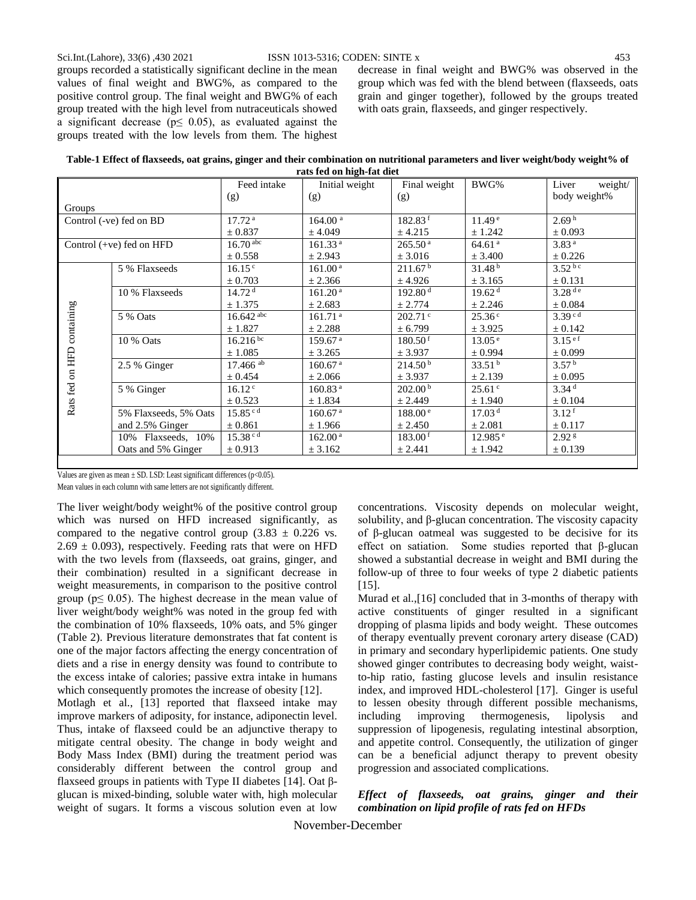groups recorded a statistically significant decline in the mean values of final weight and BWG%, as compared to the positive control group. The final weight and BWG% of each group treated with the high level from nutraceuticals showed a significant decrease ($p \leq 0.05$), as evaluated against the groups treated with the low levels from them. The highest decrease in final weight and BWG% was observed in the group which was fed with the blend between (flaxseeds, oats grain and ginger together), followed by the groups treated with oats grain, flaxseeds, and ginger respectively.

**Table-1 Effect of flaxseeds, oat grains, ginger and their combination on nutritional parameters and liver weight/body weight% of rats fed on high-fat diet**

| Groups | | Feed intake (g) | Initial weight (g) | Final weight (g) | BWG% | Liver weight/ body weight% |
|---|---|---|---|---|---|---|
| Control (-ve) fed on BD | | 17.72 [a] ± 0.837 | 164.00 [a] ± 4.049 | 182.83 [f] ± 4.215 | 11.49 [e] ± 1.242 | 2.69 [h] ± 0.093 |
| Control (+ve) fed on HFD | | 16.70 [abc] ± 0.558 | 161.33 [a] ± 2.943 | 265.50 [a] ± 3.016 | 64.61 [a] ± 3.400 | 3.83 [a] ± 0.226 |
| Rats fed on HFD containing | 5 % Flaxseeds | 16.15 [c] ± 0.703 | 161.00 [a] ± 2.366 | 211.67 [b] ± 4.926 | 31.48 [b] ± 3.165 | 3.52 [bc] ± 0.131 |
| | 10 % Flaxseeds | 14.72 [d] ± 1.375 | 161.20 [a] ± 2.683 | 192.80 [d] ± 2.774 | 19.62 [d] ± 2.246 | 3.28 [de] ± 0.084 |
| | 5 % Oats | 16.642 [abc] ± 1.827 | 161.71 [a] ± 2.288 | 202.71 [c] ± 6.799 | 25.36 [c] ± 3.925 | 3.39 [cd] ± 0.142 |
| | 10 % Oats | 16.216 [bc] ± 1.085 | 159.67 [a] ± 3.265 | 180.50 [f] ± 3.937 | 13.05 [e] ± 0.994 | 3.15 [ef] ± 0.099 |
| | 2.5 % Ginger | 17.466 [ab] ± 0.454 | 160.67 [a] ± 2.066 | 214.50 [b] ± 3.937 | 33.51 [b] ± 2.139 | 3.57 [b] ± 0.095 |
| | 5 % Ginger | 16.12 [c] ± 0.523 | 160.83 [a] ± 1.834 | 202.00 [b] ± 2.449 | 25.61 [c] ± 1.940 | 3.34 [d] ± 0.104 |
| | 5% Flaxseeds, 5% Oats and 2.5% Ginger | 15.85 [cd] ± 0.861 | 160.67 [a] ± 1.966 | 188.00 [e] ± 2.450 | 17.03 [d] ± 2.081 | 3.12 [f] ± 0.117 |
| | 10% Flaxseeds, 10% Oats and 5% Ginger | 15.38 [cd] ± 0.913 | 162.00 [a] ± 3.162 | 183.00 [f] ± 2.441 | 12.985 [e] ± 1.942 | 2.92 [g] ± 0.139 |

Values are given as mean ± SD. LSD: Least significant differences ($p<0.05$).
Mean values in each column with same letters are not significantly different.

The liver weight/body weight% of the positive control group which was nursed on HFD increased significantly, as compared to the negative control group ($3.83 \pm 0.226$ vs. $2.69 \pm 0.093$), respectively. Feeding rats that were on HFD with the two levels from (flaxseeds, oat grains, ginger, and their combination) resulted in a significant decrease in weight measurements, in comparison to the positive control group ($p \leq 0.05$). The highest decrease in the mean value of liver weight/body weight% was noted in the group fed with the combination of 10% flaxseeds, 10% oats, and 5% ginger (Table 2). Previous literature demonstrates that fat content is one of the major factors affecting the energy concentration of diets and a rise in energy density was found to contribute to the excess intake of calories; passive extra intake in humans which consequently promotes the increase of obesity [12].

Motlagh et al., [13] reported that flaxseed intake may improve markers of adiposity, for instance, adiponectin level. Thus, intake of flaxseed could be an adjunctive therapy to mitigate central obesity. The change in body weight and Body Mass Index (BMI) during the treatment period was considerably different between the control group and flaxseed groups in patients with Type II diabetes [14]. Oat β-glucan is mixed-binding, soluble water with, high molecular weight of sugars. It forms a viscous solution even at low concentrations. Viscosity depends on molecular weight, solubility, and β-glucan concentration. The viscosity capacity of β-glucan oatmeal was suggested to be decisive for its effect on satiation. Some studies reported that β-glucan showed a substantial decrease in weight and BMI during the follow-up of three to four weeks of type 2 diabetic patients [15].

Murad et al.,[16] concluded that in 3-months of therapy with active constituents of ginger resulted in a significant dropping of plasma lipids and body weight. These outcomes of therapy eventually prevent coronary artery disease (CAD) in primary and secondary hyperlipidemic patients. One study showed ginger contributes to decreasing body weight, waist-to-hip ratio, fasting glucose levels and insulin resistance index, and improved HDL-cholesterol [17]. Ginger is useful to lessen obesity through different possible mechanisms, including improving thermogenesis, lipolysis and suppression of lipogenesis, regulating intestinal absorption, and appetite control. Consequently, the utilization of ginger can be a beneficial adjunct therapy to prevent obesity progression and associated complications.

***Effect of flaxseeds, oat grains, ginger and their combination on lipid profile of rats fed on HFDs***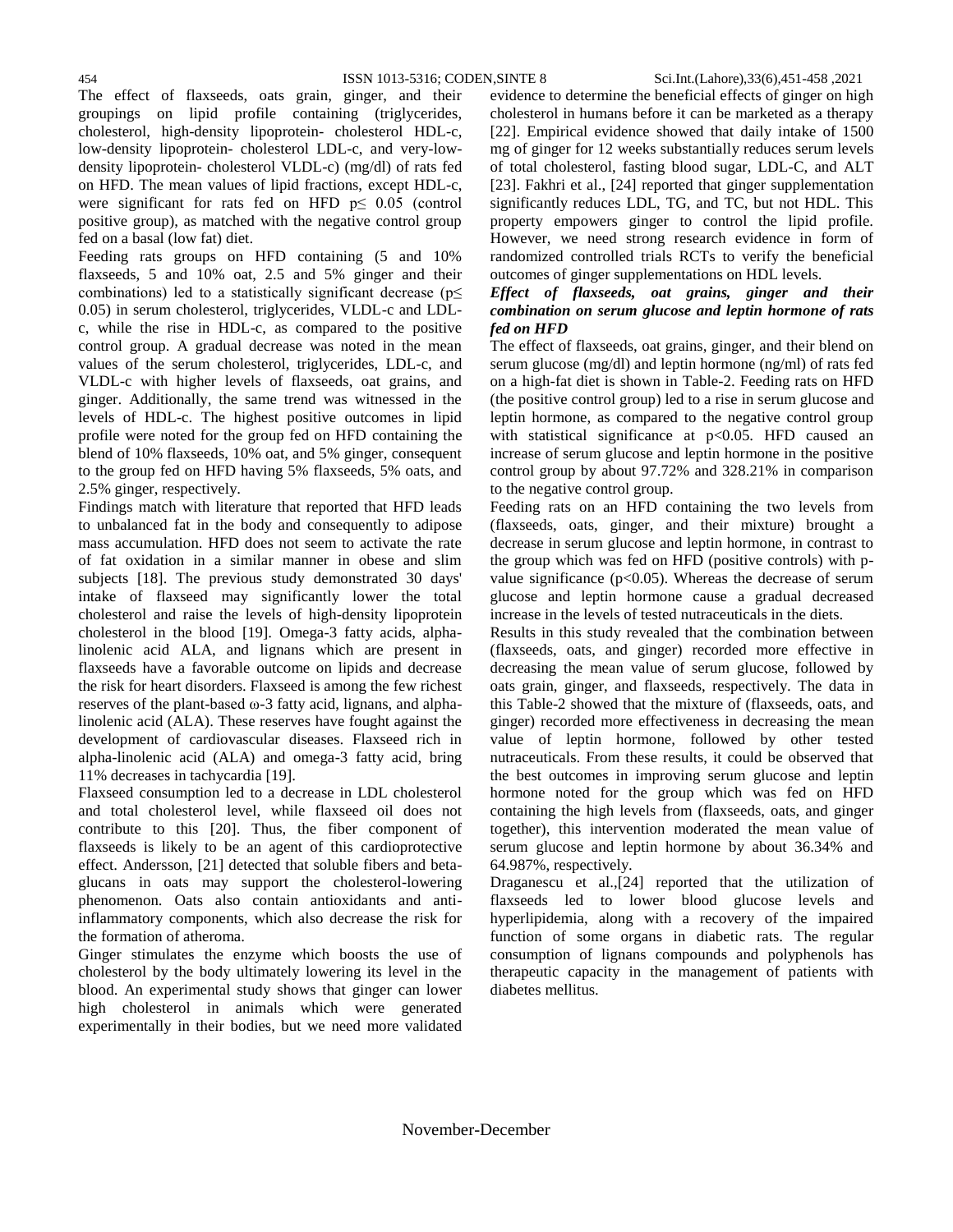The effect of flaxseeds, oats grain, ginger, and their groupings on lipid profile containing (triglycerides, cholesterol, high-density lipoprotein- cholesterol HDL-c, low-density lipoprotein- cholesterol LDL-c, and very-low-density lipoprotein- cholesterol VLDL-c) (mg/dl) of rats fed on HFD. The mean values of lipid fractions, except HDL-c, were significant for rats fed on HFD $p \leq 0.05$ (control positive group), as matched with the negative control group fed on a basal (low fat) diet.

Feeding rats groups on HFD containing (5 and 10% flaxseeds, 5 and 10% oat, 2.5 and 5% ginger and their combinations) led to a statistically significant decrease ($p \leq 0.05$) in serum cholesterol, triglycerides, VLDL-c and LDL-c, while the rise in HDL-c, as compared to the positive control group. A gradual decrease was noted in the mean values of the serum cholesterol, triglycerides, LDL-c, and VLDL-c with higher levels of flaxseeds, oat grains, and ginger. Additionally, the same trend was witnessed in the levels of HDL-c. The highest positive outcomes in lipid profile were noted for the group fed on HFD containing the blend of 10% flaxseeds, 10% oat, and 5% ginger, consequent to the group fed on HFD having 5% flaxseeds, 5% oats, and 2.5% ginger, respectively.

Findings match with literature that reported that HFD leads to unbalanced fat in the body and consequently to adipose mass accumulation. HFD does not seem to activate the rate of fat oxidation in a similar manner in obese and slim subjects [18]. The previous study demonstrated 30 days' intake of flaxseed may significantly lower the total cholesterol and raise the levels of high-density lipoprotein cholesterol in the blood [19]. Omega-3 fatty acids, alpha-linolenic acid ALA, and lignans which are present in flaxseeds have a favorable outcome on lipids and decrease the risk for heart disorders. Flaxseed is among the few richest reserves of the plant-based ω-3 fatty acid, lignans, and alpha-linolenic acid (ALA). These reserves have fought against the development of cardiovascular diseases. Flaxseed rich in alpha-linolenic acid (ALA) and omega-3 fatty acid, bring 11% decreases in tachycardia [19].

Flaxseed consumption led to a decrease in LDL cholesterol and total cholesterol level, while flaxseed oil does not contribute to this [20]. Thus, the fiber component of flaxseeds is likely to be an agent of this cardioprotective effect. Andersson, [21] detected that soluble fibers and beta-glucans in oats may support the cholesterol-lowering phenomenon. Oats also contain antioxidants and anti-inflammatory components, which also decrease the risk for the formation of atheroma.

Ginger stimulates the enzyme which boosts the use of cholesterol by the body ultimately lowering its level in the blood. An experimental study shows that ginger can lower high cholesterol in animals which were generated experimentally in their bodies, but we need more validated evidence to determine the beneficial effects of ginger on high cholesterol in humans before it can be marketed as a therapy [22]. Empirical evidence showed that daily intake of 1500 mg of ginger for 12 weeks substantially reduces serum levels of total cholesterol, fasting blood sugar, LDL-C, and ALT [23]. Fakhri et al., [24] reported that ginger supplementation significantly reduces LDL, TG, and TC, but not HDL. This property empowers ginger to control the lipid profile. However, we need strong research evidence in form of randomized controlled trials RCTs to verify the beneficial outcomes of ginger supplementations on HDL levels.

### *Effect of flaxseeds, oat grains, ginger and their combination on serum glucose and leptin hormone of rats fed on HFD*

The effect of flaxseeds, oat grains, ginger, and their blend on serum glucose (mg/dl) and leptin hormone (ng/ml) of rats fed on a high-fat diet is shown in Table-2. Feeding rats on HFD (the positive control group) led to a rise in serum glucose and leptin hormone, as compared to the negative control group with statistical significance at $p<0.05$. HFD caused an increase of serum glucose and leptin hormone in the positive control group by about 97.72% and 328.21% in comparison to the negative control group.

Feeding rats on an HFD containing the two levels from (flaxseeds, oats, ginger, and their mixture) brought a decrease in serum glucose and leptin hormone, in contrast to the group which was fed on HFD (positive controls) with p-value significance ($p<0.05$). Whereas the decrease of serum glucose and leptin hormone cause a gradual decreased increase in the levels of tested nutraceuticals in the diets.

Results in this study revealed that the combination between (flaxseeds, oats, and ginger) recorded more effective in decreasing the mean value of serum glucose, followed by oats grain, ginger, and flaxseeds, respectively. The data in this Table-2 showed that the mixture of (flaxseeds, oats, and ginger) recorded more effectiveness in decreasing the mean value of leptin hormone, followed by other tested nutraceuticals. From these results, it could be observed that the best outcomes in improving serum glucose and leptin hormone noted for the group which was fed on HFD containing the high levels from (flaxseeds, oats, and ginger together), this intervention moderated the mean value of serum glucose and leptin hormone by about 36.34% and 64.987%, respectively.

Draganescu et al.,[24] reported that the utilization of flaxseeds led to lower blood glucose levels and hyperlipidemia, along with a recovery of the impaired function of some organs in diabetic rats. The regular consumption of lignans compounds and polyphenols has therapeutic capacity in the management of patients with diabetes mellitus.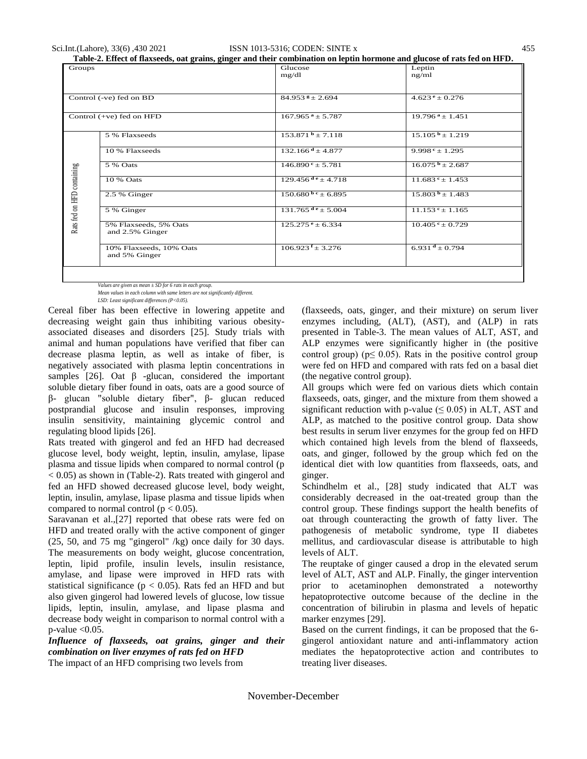**Table-2. Effect of flaxseeds, oat grains, ginger and their combination on leptin hormone and glucose of rats fed on HFD.**

| Groups | | Glucose mg/dl | Leptin ng/ml |
|---|---|---|---|
| Control (-ve) fed on BD | | $84.953^{g} \pm 2.694$ | $4.623^{e} \pm 0.276$ |
| Control (+ve) fed on HFD | | $167.965^{a} \pm 5.787$ | $19.796^{a} \pm 1.451$ |
| Rats fed on HFD containing | 5 % Flaxseeds | $153.871^{b} \pm 7.118$ | $15.105^{b} \pm 1.219$ |
| | 10 % Flaxseeds | $132.166^{d} \pm 4.877$ | $9.998^{c} \pm 1.295$ |
| | 5 % Oats | $146.890^{c} \pm 5.781$ | $16.075^{b} \pm 2.687$ |
| | 10 % Oats | $129.456^{de} \pm 4.718$ | $11.683^{c} \pm 1.453$ |
| | 2.5 % Ginger | $150.680^{bc} \pm 6.895$ | $15.803^{b} \pm 1.483$ |
| | 5 % Ginger | $131.765^{de} \pm 5.004$ | $11.153^{c} \pm 1.165$ |
| | 5% Flaxseeds, 5% Oats and 2.5% Ginger | $125.275^{e} \pm 6.334$ | $10.405^{c} \pm 0.729$ |
| | 10% Flaxseeds, 10% Oats and 5% Ginger | $106.923^{f} \pm 3.276$ | $6.931^{d} \pm 0.794$ |

*Values are given as mean ± SD for 6 rats in each group.*
*Mean values in each column with same letters are not significantly different.*
*LSD: Least significant differences (P<0.05).*

Cereal fiber has been effective in lowering appetite and decreasing weight gain thus inhibiting various obesity-associated diseases and disorders [25]. Study trials with animal and human populations have verified that fiber can decrease plasma leptin, as well as intake of fiber, is negatively associated with plasma leptin concentrations in samples [26]. Oat β -glucan, considered the important soluble dietary fiber found in oats, oats are a good source of β- glucan "soluble dietary fiber", β- glucan reduced postprandial glucose and insulin responses, improving insulin sensitivity, maintaining glycemic control and regulating blood lipids [26].

Rats treated with gingerol and fed an HFD had decreased glucose level, body weight, leptin, insulin, amylase, lipase plasma and tissue lipids when compared to normal control ($p < 0.05$) as shown in (Table-2). Rats treated with gingerol and fed an HFD showed decreased glucose level, body weight, leptin, insulin, amylase, lipase plasma and tissue lipids when compared to normal control ($p < 0.05$).

Saravanan et al.,[27] reported that obese rats were fed on HFD and treated orally with the active component of ginger (25, 50, and 75 mg "gingerol" /kg) once daily for 30 days. The measurements on body weight, glucose concentration, leptin, lipid profile, insulin levels, insulin resistance, amylase, and lipase were improved in HFD rats with statistical significance ($p < 0.05$). Rats fed an HFD and but also given gingerol had lowered levels of glucose, low tissue lipids, leptin, insulin, amylase, and lipase plasma and decrease body weight in comparison to normal control with a p-value <0.05.

***Influence of flaxseeds, oat grains, ginger and their combination on liver enzymes of rats fed on HFD***

The impact of an HFD comprising two levels from (flaxseeds, oats, ginger, and their mixture) on serum liver enzymes including, (ALT), (AST), and (ALP) in rats presented in Table-3. The mean values of ALT, AST, and ALP enzymes were significantly higher in (the positive control group) ($p \leq 0.05$). Rats in the positive control group were fed on HFD and compared with rats fed on a basal diet (the negative control group).

All groups which were fed on various diets which contain flaxseeds, oats, ginger, and the mixture from them showed a significant reduction with p-value ($\leq 0.05$) in ALT, AST and ALP, as matched to the positive control group. Data show best results in serum liver enzymes for the group fed on HFD which contained high levels from the blend of flaxseeds, oats, and ginger, followed by the group which fed on the identical diet with low quantities from flaxseeds, oats, and ginger.

Schindhelm et al., [28] study indicated that ALT was considerably decreased in the oat-treated group than the control group. These findings support the health benefits of oat through counteracting the growth of fatty liver. The pathogenesis of metabolic syndrome, type II diabetes mellitus, and cardiovascular disease is attributable to high levels of ALT.

The reuptake of ginger caused a drop in the elevated serum level of ALT, AST and ALP. Finally, the ginger intervention prior to acetaminophen demonstrated a noteworthy hepatoprotective outcome because of the decline in the concentration of bilirubin in plasma and levels of hepatic marker enzymes [29].

Based on the current findings, it can be proposed that the 6-gingerol antioxidant nature and anti-inflammatory action mediates the hepatoprotective action and contributes to treating liver diseases.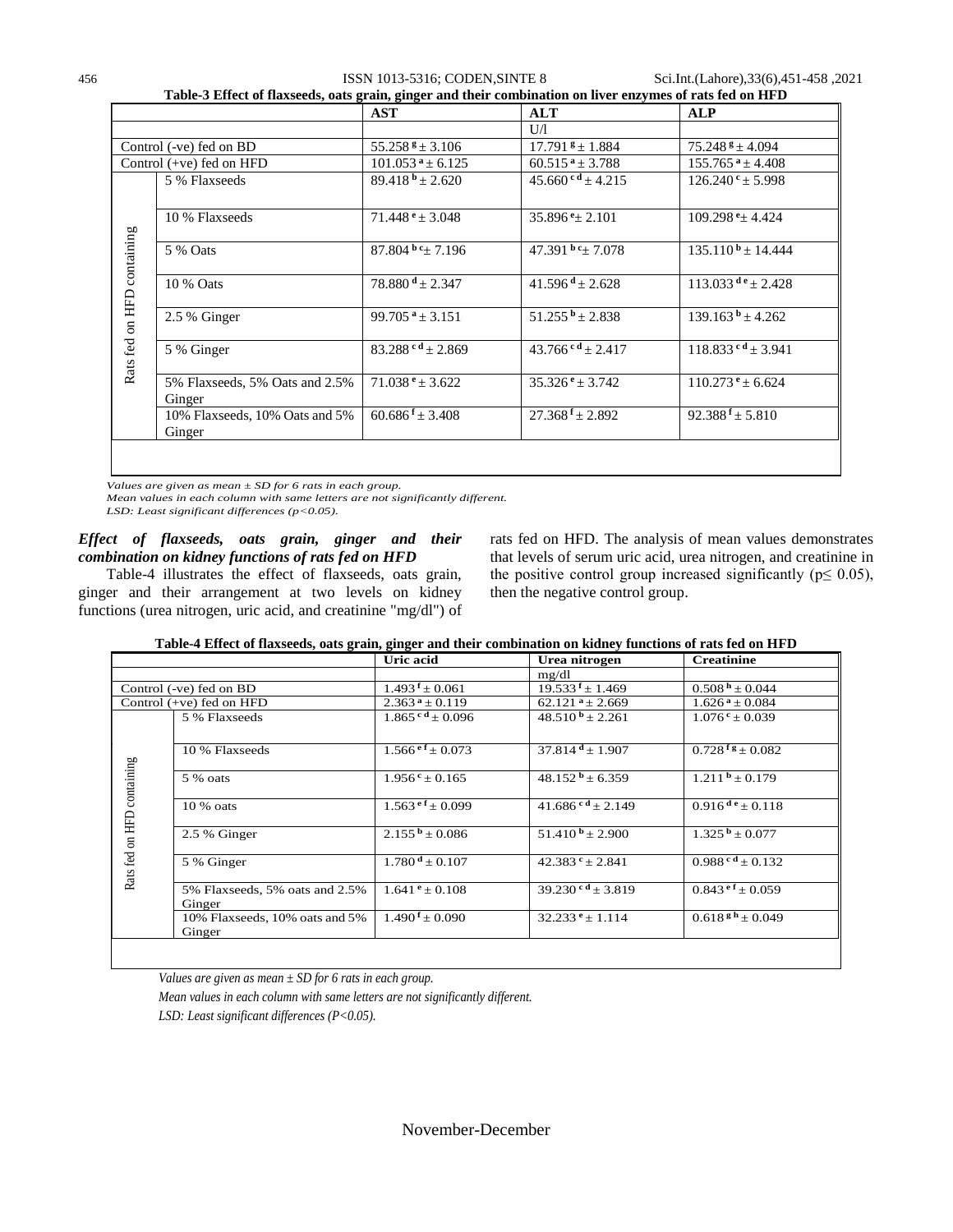**Table-3 Effect of flaxseeds, oats grain, ginger and their combination on liver enzymes of rats fed on HFD**

| | | AST | ALT | ALP |
|---|---|---|---|---|
| | | | U/l | |
| Control (-ve) fed on BD | | $55.258^{g} \pm 3.106$ | $17.791^{g} \pm 1.884$ | $75.248^{g} \pm 4.094$ |
| Control (+ve) fed on HFD | | $101.053^{a} \pm 6.125$ | $60.515^{a} \pm 3.788$ | $155.765^{a} \pm 4.408$ |
| Rats fed on HFD containing | 5 % Flaxseeds | $89.418^{b} \pm 2.620$ | $45.660^{cd} \pm 4.215$ | $126.240^{c} \pm 5.998$ |
| | 10 % Flaxseeds | $71.448^{e} \pm 3.048$ | $35.896^{e} \pm 2.101$ | $109.298^{e} \pm 4.424$ |
| | 5 % Oats | $87.804^{bc} \pm 7.196$ | $47.391^{bc} \pm 7.078$ | $135.110^{b} \pm 14.444$ |
| | 10 % Oats | $78.880^{d} \pm 2.347$ | $41.596^{d} \pm 2.628$ | $113.033^{de} \pm 2.428$ |
| | 2.5 % Ginger | $99.705^{a} \pm 3.151$ | $51.255^{b} \pm 2.838$ | $139.163^{b} \pm 4.262$ |
| | 5 % Ginger | $83.288^{cd} \pm 2.869$ | $43.766^{cd} \pm 2.417$ | $118.833^{cd} \pm 3.941$ |
| | 5% Flaxseeds, 5% Oats and 2.5% Ginger | $71.038^{e} \pm 3.622$ | $35.326^{e} \pm 3.742$ | $110.273^{e} \pm 6.624$ |
| | 10% Flaxseeds, 10% Oats and 5% Ginger | $60.686^{f} \pm 3.408$ | $27.368^{f} \pm 2.892$ | $92.388^{f} \pm 5.810$ |

*Values are given as mean ± SD for 6 rats in each group.*
*Mean values in each column with same letters are not significantly different.*
*LSD: Least significant differences (p<0.05).*

***Effect of flaxseeds, oats grain, ginger and their combination on kidney functions of rats fed on HFD***

Table-4 illustrates the effect of flaxseeds, oats grain, ginger and their arrangement at two levels on kidney functions (urea nitrogen, uric acid, and creatinine "mg/dl") of rats fed on HFD. The analysis of mean values demonstrates that levels of serum uric acid, urea nitrogen, and creatinine in the positive control group increased significantly ($p \leq 0.05$), then the negative control group.

**Table-4 Effect of flaxseeds, oats grain, ginger and their combination on kidney functions of rats fed on HFD**

| | | Uric acid | Urea nitrogen | Creatinine |
|---|---|---|---|---|
| | | | mg/dl | |
| Control (-ve) fed on BD | | $1.493^{f} \pm 0.061$ | $19.533^{f} \pm 1.469$ | $0.508^{h} \pm 0.044$ |
| Control (+ve) fed on HFD | | $2.363^{a} \pm 0.119$ | $62.121^{a} \pm 2.669$ | $1.626^{a} \pm 0.084$ |
| Rats fed on HFD containing | 5 % Flaxseeds | $1.865^{cd} \pm 0.096$ | $48.510^{b} \pm 2.261$ | $1.076^{c} \pm 0.039$ |
| | 10 % Flaxseeds | $1.566^{ef} \pm 0.073$ | $37.814^{d} \pm 1.907$ | $0.728^{fg} \pm 0.082$ |
| | 5 % oats | $1.956^{c} \pm 0.165$ | $48.152^{b} \pm 6.359$ | $1.211^{b} \pm 0.179$ |
| | 10 % oats | $1.563^{ef} \pm 0.099$ | $41.686^{cd} \pm 2.149$ | $0.916^{de} \pm 0.118$ |
| | 2.5 % Ginger | $2.155^{b} \pm 0.086$ | $51.410^{b} \pm 2.900$ | $1.325^{b} \pm 0.077$ |
| | 5 % Ginger | $1.780^{d} \pm 0.107$ | $42.383^{c} \pm 2.841$ | $0.988^{cd} \pm 0.132$ |
| | 5% Flaxseeds, 5% oats and 2.5% Ginger | $1.641^{e} \pm 0.108$ | $39.230^{cd} \pm 3.819$ | $0.843^{ef} \pm 0.059$ |
| | 10% Flaxseeds, 10% oats and 5% Ginger | $1.490^{f} \pm 0.090$ | $32.233^{e} \pm 1.114$ | $0.618^{gh} \pm 0.049$ |

*Values are given as mean ± SD for 6 rats in each group.*
*Mean values in each column with same letters are not significantly different.*
*LSD: Least significant differences (P<0.05).*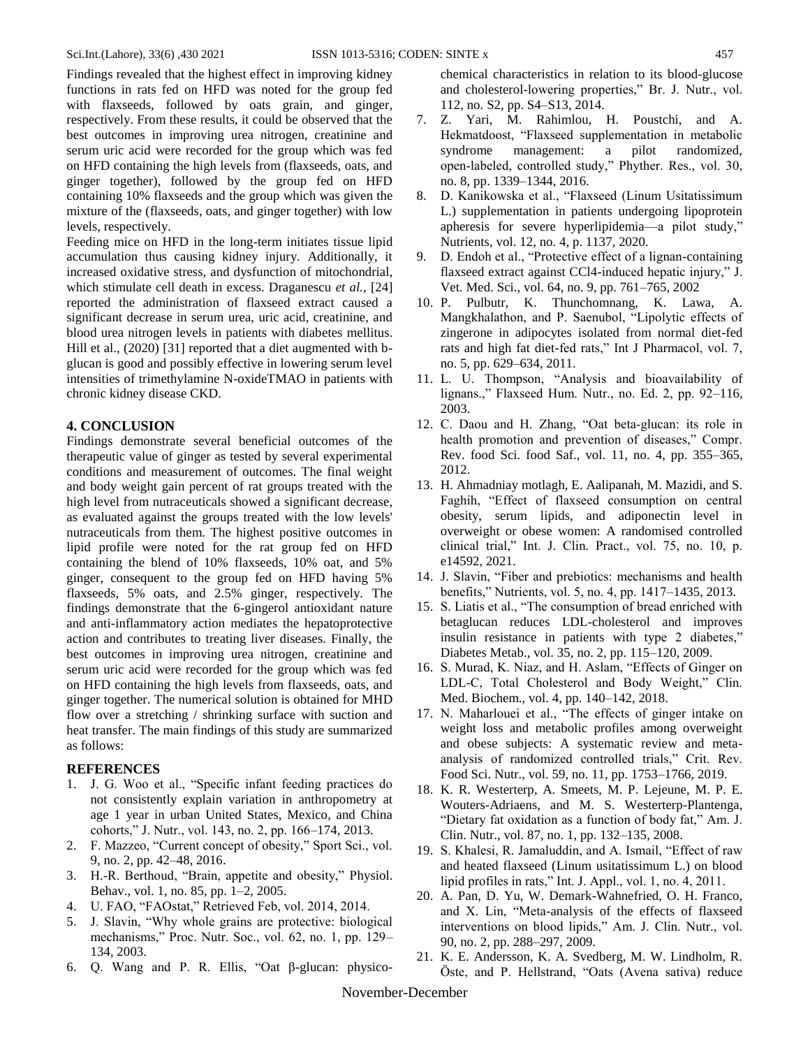Findings revealed that the highest effect in improving kidney functions in rats fed on HFD was noted for the group fed with flaxseeds, followed by oats grain, and ginger, respectively. From these results, it could be observed that the best outcomes in improving urea nitrogen, creatinine and serum uric acid were recorded for the group which was fed on HFD containing the high levels from (flaxseeds, oats, and ginger together), followed by the group fed on HFD containing 10% flaxseeds and the group which was given the mixture of the (flaxseeds, oats, and ginger together) with low levels, respectively.

Feeding mice on HFD in the long-term initiates tissue lipid accumulation thus causing kidney injury. Additionally, it increased oxidative stress, and dysfunction of mitochondrial, which stimulate cell death in excess. Draganescu *et al.*, [24] reported the administration of flaxseed extract caused a significant decrease in serum urea, uric acid, creatinine, and blood urea nitrogen levels in patients with diabetes mellitus. Hill et al., (2020) [31] reported that a diet augmented with b-glucan is good and possibly effective in lowering serum level intensities of trimethylamine N-oxideTMAO in patients with chronic kidney disease CKD.

## 4. CONCLUSION

Findings demonstrate several beneficial outcomes of the therapeutic value of ginger as tested by several experimental conditions and measurement of outcomes. The final weight and body weight gain percent of rat groups treated with the high level from nutraceuticals showed a significant decrease, as evaluated against the groups treated with the low levels' nutraceuticals from them. The highest positive outcomes in lipid profile were noted for the rat group fed on HFD containing the blend of 10% flaxseeds, 10% oat, and 5% ginger, consequent to the group fed on HFD having 5% flaxseeds, 5% oats, and 2.5% ginger, respectively. The findings demonstrate that the 6-gingerol antioxidant nature and anti-inflammatory action mediates the hepatoprotective action and contributes to treating liver diseases. Finally, the best outcomes in improving urea nitrogen, creatinine and serum uric acid were recorded for the group which was fed on HFD containing the high levels from flaxseeds, oats, and ginger together. The numerical solution is obtained for MHD flow over a stretching / shrinking surface with suction and heat transfer. The main findings of this study are summarized as follows:

## REFERENCES

1. J. G. Woo et al., "Specific infant feeding practices do not consistently explain variation in anthropometry at age 1 year in urban United States, Mexico, and China cohorts," J. Nutr., vol. 143, no. 2, pp. 166–174, 2013.
2. F. Mazzeo, "Current concept of obesity," Sport Sci., vol. 9, no. 2, pp. 42–48, 2016.
3. H.-R. Berthoud, "Brain, appetite and obesity," Physiol. Behav., vol. 1, no. 85, pp. 1–2, 2005.
4. U. FAO, "FAOstat," Retrieved Feb, vol. 2014, 2014.
5. J. Slavin, "Why whole grains are protective: biological mechanisms," Proc. Nutr. Soc., vol. 62, no. 1, pp. 129–134, 2003.
6. Q. Wang and P. R. Ellis, "Oat β-glucan: physico-chemical characteristics in relation to its blood-glucose and cholesterol-lowering properties," Br. J. Nutr., vol. 112, no. S2, pp. S4–S13, 2014.
7. Z. Yari, M. Rahimlou, H. Poustchi, and A. Hekmatdoost, "Flaxseed supplementation in metabolic syndrome management: a pilot randomized, open-labeled, controlled study," Phyther. Res., vol. 30, no. 8, pp. 1339–1344, 2016.
8. D. Kanikowska et al., "Flaxseed (Linum Usitatissimum L.) supplementation in patients undergoing lipoprotein apheresis for severe hyperlipidemia—a pilot study," Nutrients, vol. 12, no. 4, p. 1137, 2020.
9. D. Endoh et al., "Protective effect of a lignan-containing flaxseed extract against CCl4-induced hepatic injury," J. Vet. Med. Sci., vol. 64, no. 9, pp. 761–765, 2002
10. P. Pulbutr, K. Thunchomnang, K. Lawa, A. Mangkhalathon, and P. Saenubol, "Lipolytic effects of zingerone in adipocytes isolated from normal diet-fed rats and high fat diet-fed rats," Int J Pharmacol, vol. 7, no. 5, pp. 629–634, 2011.
11. L. U. Thompson, "Analysis and bioavailability of lignans.," Flaxseed Hum. Nutr., no. Ed. 2, pp. 92–116, 2003.
12. C. Daou and H. Zhang, "Oat beta-glucan: its role in health promotion and prevention of diseases," Compr. Rev. food Sci. food Saf., vol. 11, no. 4, pp. 355–365, 2012.
13. H. Ahmadniay motlagh, E. Aalipanah, M. Mazidi, and S. Faghih, "Effect of flaxseed consumption on central obesity, serum lipids, and adiponectin level in overweight or obese women: A randomised controlled clinical trial," Int. J. Clin. Pract., vol. 75, no. 10, p. e14592, 2021.
14. J. Slavin, "Fiber and prebiotics: mechanisms and health benefits," Nutrients, vol. 5, no. 4, pp. 1417–1435, 2013.
15. S. Liatis et al., "The consumption of bread enriched with betaglucan reduces LDL-cholesterol and improves insulin resistance in patients with type 2 diabetes," Diabetes Metab., vol. 35, no. 2, pp. 115–120, 2009.
16. S. Murad, K. Niaz, and H. Aslam, "Effects of Ginger on LDL-C, Total Cholesterol and Body Weight," Clin. Med. Biochem., vol. 4, pp. 140–142, 2018.
17. N. Maharlouei et al., "The effects of ginger intake on weight loss and metabolic profiles among overweight and obese subjects: A systematic review and meta-analysis of randomized controlled trials," Crit. Rev. Food Sci. Nutr., vol. 59, no. 11, pp. 1753–1766, 2019.
18. K. R. Westerterp, A. Smeets, M. P. Lejeune, M. P. E. Wouters-Adriaens, and M. S. Westerterp-Plantenga, "Dietary fat oxidation as a function of body fat," Am. J. Clin. Nutr., vol. 87, no. 1, pp. 132–135, 2008.
19. S. Khalesi, R. Jamaluddin, and A. Ismail, "Effect of raw and heated flaxseed (Linum usitatissimum L.) on blood lipid profiles in rats," Int. J. Appl., vol. 1, no. 4, 2011.
20. A. Pan, D. Yu, W. Demark-Wahnefried, O. H. Franco, and X. Lin, "Meta-analysis of the effects of flaxseed interventions on blood lipids," Am. J. Clin. Nutr., vol. 90, no. 2, pp. 288–297, 2009.
21. K. E. Andersson, K. A. Svedberg, M. W. Lindholm, R. Öste, and P. Hellstrand, "Oats (Avena sativa) reduce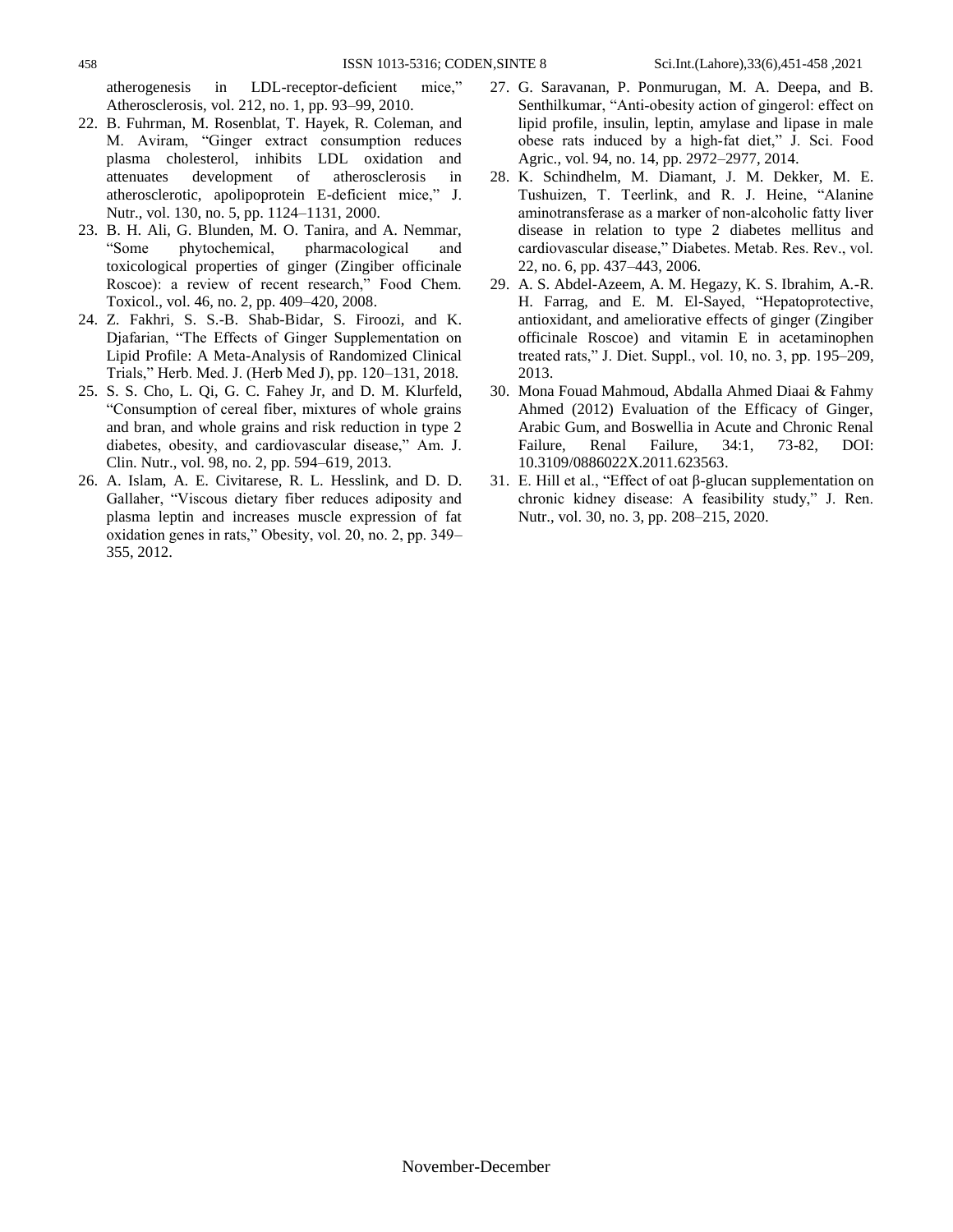atherogenesis in LDL-receptor-deficient mice," Atherosclerosis, vol. 212, no. 1, pp. 93–99, 2010.

22. B. Fuhrman, M. Rosenblat, T. Hayek, R. Coleman, and M. Aviram, "Ginger extract consumption reduces plasma cholesterol, inhibits LDL oxidation and attenuates development of atherosclerosis in atherosclerotic, apolipoprotein E-deficient mice," J. Nutr., vol. 130, no. 5, pp. 1124–1131, 2000.
23. B. H. Ali, G. Blunden, M. O. Tanira, and A. Nemmar, "Some phytochemical, pharmacological and toxicological properties of ginger (Zingiber officinale Roscoe): a review of recent research," Food Chem. Toxicol., vol. 46, no. 2, pp. 409–420, 2008.
24. Z. Fakhri, S. S.-B. Shab-Bidar, S. Firoozi, and K. Djafarian, "The Effects of Ginger Supplementation on Lipid Profile: A Meta-Analysis of Randomized Clinical Trials," Herb. Med. J. (Herb Med J), pp. 120–131, 2018.
25. S. S. Cho, L. Qi, G. C. Fahey Jr, and D. M. Klurfeld, "Consumption of cereal fiber, mixtures of whole grains and bran, and whole grains and risk reduction in type 2 diabetes, obesity, and cardiovascular disease," Am. J. Clin. Nutr., vol. 98, no. 2, pp. 594–619, 2013.
26. A. Islam, A. E. Civitarese, R. L. Hesslink, and D. D. Gallaher, "Viscous dietary fiber reduces adiposity and plasma leptin and increases muscle expression of fat oxidation genes in rats," Obesity, vol. 20, no. 2, pp. 349–355, 2012.
27. G. Saravanan, P. Ponmurugan, M. A. Deepa, and B. Senthilkumar, "Anti-obesity action of gingerol: effect on lipid profile, insulin, leptin, amylase and lipase in male obese rats induced by a high-fat diet," J. Sci. Food Agric., vol. 94, no. 14, pp. 2972–2977, 2014.
28. K. Schindhelm, M. Diamant, J. M. Dekker, M. E. Tushuizen, T. Teerlink, and R. J. Heine, "Alanine aminotransferase as a marker of non-alcoholic fatty liver disease in relation to type 2 diabetes mellitus and cardiovascular disease," Diabetes. Metab. Res. Rev., vol. 22, no. 6, pp. 437–443, 2006.
29. A. S. Abdel-Azeem, A. M. Hegazy, K. S. Ibrahim, A.-R. H. Farrag, and E. M. El-Sayed, "Hepatoprotective, antioxidant, and ameliorative effects of ginger (Zingiber officinale Roscoe) and vitamin E in acetaminophen treated rats," J. Diet. Suppl., vol. 10, no. 3, pp. 195–209, 2013.
30. Mona Fouad Mahmoud, Abdalla Ahmed Diaai & Fahmy Ahmed (2012) Evaluation of the Efficacy of Ginger, Arabic Gum, and Boswellia in Acute and Chronic Renal Failure, Renal Failure, 34:1, 73-82, DOI: 10.3109/0886022X.2011.623563.
31. E. Hill et al., "Effect of oat β-glucan supplementation on chronic kidney disease: A feasibility study," J. Ren. Nutr., vol. 30, no. 3, pp. 208–215, 2020.